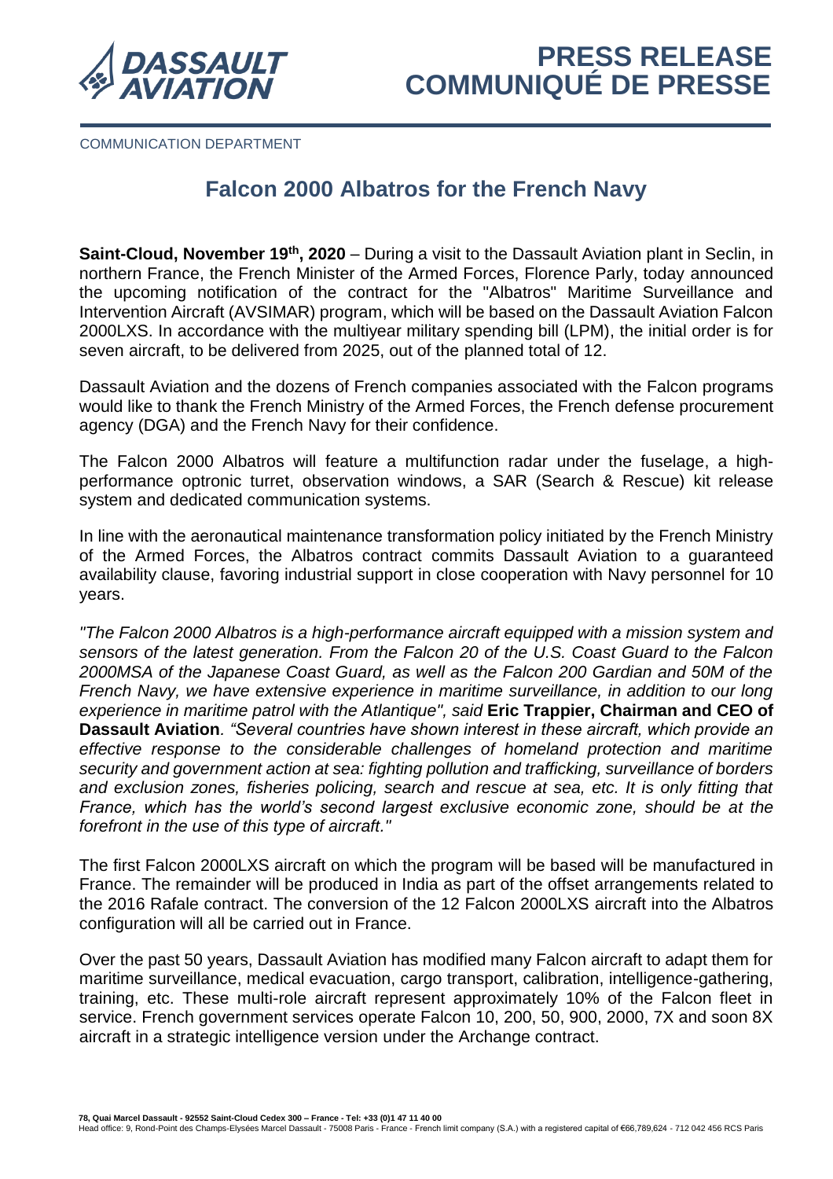# PRESS RELEASE
# COMMUNIQUÉ DE PRESSE

COMMUNICATION DEPARTMENT

## Falcon 2000 Albatros for the French Navy

**Saint-Cloud, November 19th, 2020** – During a visit to the Dassault Aviation plant in Seclin, in northern France, the French Minister of the Armed Forces, Florence Parly, today announced the upcoming notification of the contract for the "Albatros" Maritime Surveillance and Intervention Aircraft (AVSIMAR) program, which will be based on the Dassault Aviation Falcon 2000LXS. In accordance with the multiyear military spending bill (LPM), the initial order is for seven aircraft, to be delivered from 2025, out of the planned total of 12.

Dassault Aviation and the dozens of French companies associated with the Falcon programs would like to thank the French Ministry of the Armed Forces, the French defense procurement agency (DGA) and the French Navy for their confidence.

The Falcon 2000 Albatros will feature a multifunction radar under the fuselage, a high-performance optronic turret, observation windows, a SAR (Search & Rescue) kit release system and dedicated communication systems.

In line with the aeronautical maintenance transformation policy initiated by the French Ministry of the Armed Forces, the Albatros contract commits Dassault Aviation to a guaranteed availability clause, favoring industrial support in close cooperation with Navy personnel for 10 years.

*"The Falcon 2000 Albatros is a high-performance aircraft equipped with a mission system and sensors of the latest generation. From the Falcon 20 of the U.S. Coast Guard to the Falcon 2000MSA of the Japanese Coast Guard, as well as the Falcon 200 Gardian and 50M of the French Navy, we have extensive experience in maritime surveillance, in addition to our long experience in maritime patrol with the Atlantique", said* **Eric Trappier, Chairman and CEO of Dassault Aviation**. *"Several countries have shown interest in these aircraft, which provide an effective response to the considerable challenges of homeland protection and maritime security and government action at sea: fighting pollution and trafficking, surveillance of borders and exclusion zones, fisheries policing, search and rescue at sea, etc. It is only fitting that France, which has the world's second largest exclusive economic zone, should be at the forefront in the use of this type of aircraft."*

The first Falcon 2000LXS aircraft on which the program will be based will be manufactured in France. The remainder will be produced in India as part of the offset arrangements related to the 2016 Rafale contract. The conversion of the 12 Falcon 2000LXS aircraft into the Albatros configuration will all be carried out in France.

Over the past 50 years, Dassault Aviation has modified many Falcon aircraft to adapt them for maritime surveillance, medical evacuation, cargo transport, calibration, intelligence-gathering, training, etc. These multi-role aircraft represent approximately 10% of the Falcon fleet in service. French government services operate Falcon 10, 200, 50, 900, 2000, 7X and soon 8X aircraft in a strategic intelligence version under the Archange contract.

**78, Quai Marcel Dassault - 92552 Saint-Cloud Cedex 300 – France - Tel: +33 (0)1 47 11 40 00**
Head office: 9, Rond-Point des Champs-Elysées Marcel Dassault - 75008 Paris - France - French limit company (S.A.) with a registered capital of €66,789,624 - 712 042 456 RCS Paris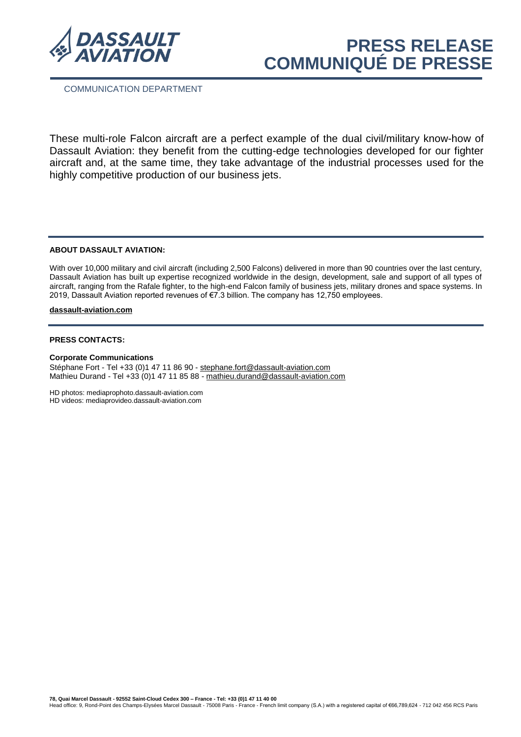These multi-role Falcon aircraft are a perfect example of the dual civil/military know-how of Dassault Aviation: they benefit from the cutting-edge technologies developed for our fighter aircraft and, at the same time, they take advantage of the industrial processes used for the highly competitive production of our business jets.

**ABOUT DASSAULT AVIATION:**

With over 10,000 military and civil aircraft (including 2,500 Falcons) delivered in more than 90 countries over the last century, Dassault Aviation has built up expertise recognized worldwide in the design, development, sale and support of all types of aircraft, ranging from the Rafale fighter, to the high-end Falcon family of business jets, military drones and space systems. In 2019, Dassault Aviation reported revenues of €7.3 billion. The company has 12,750 employees.

**dassault-aviation.com**

**PRESS CONTACTS:**

**Corporate Communications**
Stéphane Fort - Tel +33 (0)1 47 11 86 90 - stephane.fort@dassault-aviation.com
Mathieu Durand - Tel +33 (0)1 47 11 85 88 - mathieu.durand@dassault-aviation.com

HD photos: mediaprophoto.dassault-aviation.com
HD videos: mediaprovideo.dassault-aviation.com